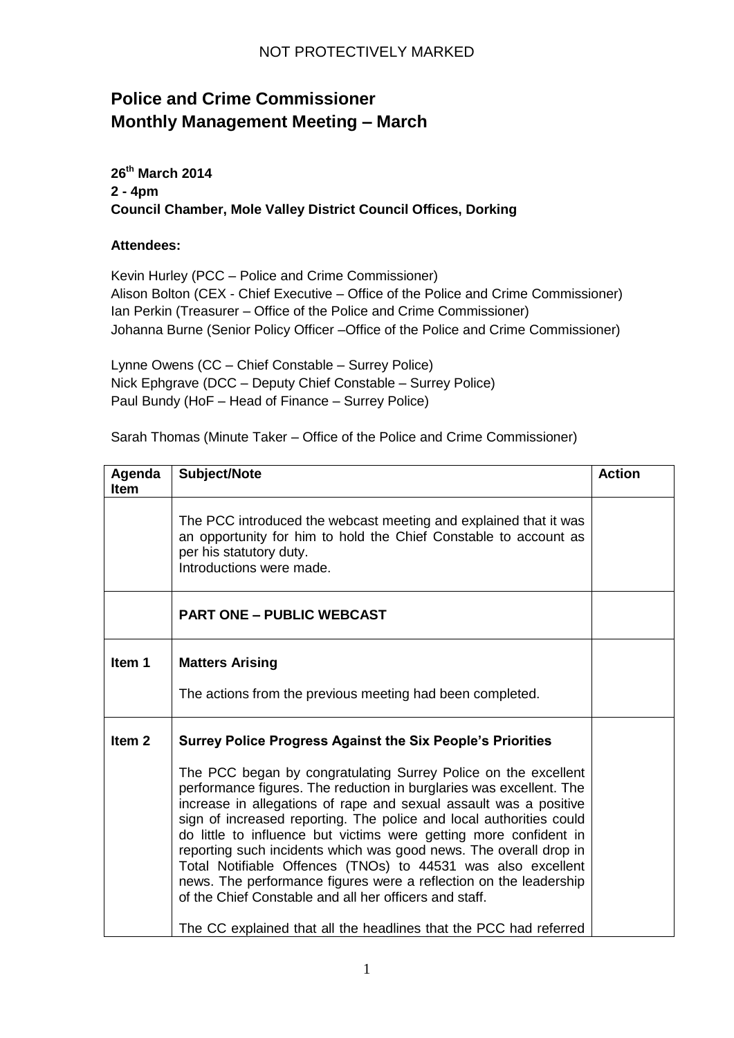NOT PROTECTIVELY MARKED

# Police and Crime Commissioner
# Monthly Management Meeting – March

**26th March 2014**
**2 - 4pm**
**Council Chamber, Mole Valley District Council Offices, Dorking**

**Attendees:**

Kevin Hurley (PCC – Police and Crime Commissioner)
Alison Bolton (CEX - Chief Executive – Office of the Police and Crime Commissioner)
Ian Perkin (Treasurer – Office of the Police and Crime Commissioner)
Johanna Burne (Senior Policy Officer –Office of the Police and Crime Commissioner)

Lynne Owens (CC – Chief Constable – Surrey Police)
Nick Ephgrave (DCC – Deputy Chief Constable – Surrey Police)
Paul Bundy (HoF – Head of Finance – Surrey Police)

Sarah Thomas (Minute Taker – Office of the Police and Crime Commissioner)

| Agenda Item | Subject/Note | Action |
|---|---|---|
| | The PCC introduced the webcast meeting and explained that it was an opportunity for him to hold the Chief Constable to account as per his statutory duty.<br>Introductions were made. | |
| | **PART ONE – PUBLIC WEBCAST** | |
| **Item 1** | **Matters Arising**<br><br>The actions from the previous meeting had been completed. | |
| **Item 2** | **Surrey Police Progress Against the Six People's Priorities**<br><br>The PCC began by congratulating Surrey Police on the excellent performance figures. The reduction in burglaries was excellent. The increase in allegations of rape and sexual assault was a positive sign of increased reporting. The police and local authorities could do little to influence but victims were getting more confident in reporting such incidents which was good news. The overall drop in Total Notifiable Offences (TNOs) to 44531 was also excellent news. The performance figures were a reflection on the leadership of the Chief Constable and all her officers and staff.<br><br>The CC explained that all the headlines that the PCC had referred | |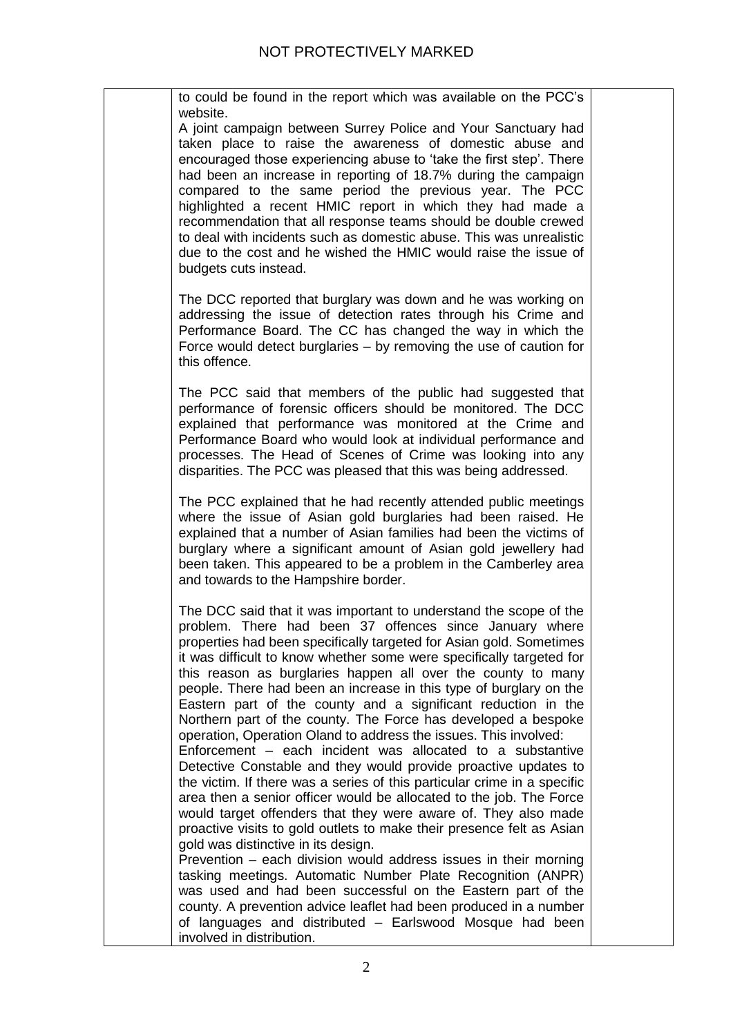to could be found in the report which was available on the PCC's website.

A joint campaign between Surrey Police and Your Sanctuary had taken place to raise the awareness of domestic abuse and encouraged those experiencing abuse to 'take the first step'. There had been an increase in reporting of 18.7% during the campaign compared to the same period the previous year. The PCC highlighted a recent HMIC report in which they had made a recommendation that all response teams should be double crewed to deal with incidents such as domestic abuse. This was unrealistic due to the cost and he wished the HMIC would raise the issue of budgets cuts instead.

The DCC reported that burglary was down and he was working on addressing the issue of detection rates through his Crime and Performance Board. The CC has changed the way in which the Force would detect burglaries – by removing the use of caution for this offence.

The PCC said that members of the public had suggested that performance of forensic officers should be monitored. The DCC explained that performance was monitored at the Crime and Performance Board who would look at individual performance and processes. The Head of Scenes of Crime was looking into any disparities. The PCC was pleased that this was being addressed.

The PCC explained that he had recently attended public meetings where the issue of Asian gold burglaries had been raised. He explained that a number of Asian families had been the victims of burglary where a significant amount of Asian gold jewellery had been taken. This appeared to be a problem in the Camberley area and towards to the Hampshire border.

The DCC said that it was important to understand the scope of the problem. There had been 37 offences since January where properties had been specifically targeted for Asian gold. Sometimes it was difficult to know whether some were specifically targeted for this reason as burglaries happen all over the county to many people. There had been an increase in this type of burglary on the Eastern part of the county and a significant reduction in the Northern part of the county. The Force has developed a bespoke operation, Operation Oland to address the issues. This involved:

Enforcement – each incident was allocated to a substantive Detective Constable and they would provide proactive updates to the victim. If there was a series of this particular crime in a specific area then a senior officer would be allocated to the job. The Force would target offenders that they were aware of. They also made proactive visits to gold outlets to make their presence felt as Asian gold was distinctive in its design.

Prevention – each division would address issues in their morning tasking meetings. Automatic Number Plate Recognition (ANPR) was used and had been successful on the Eastern part of the county. A prevention advice leaflet had been produced in a number of languages and distributed – Earlswood Mosque had been involved in distribution.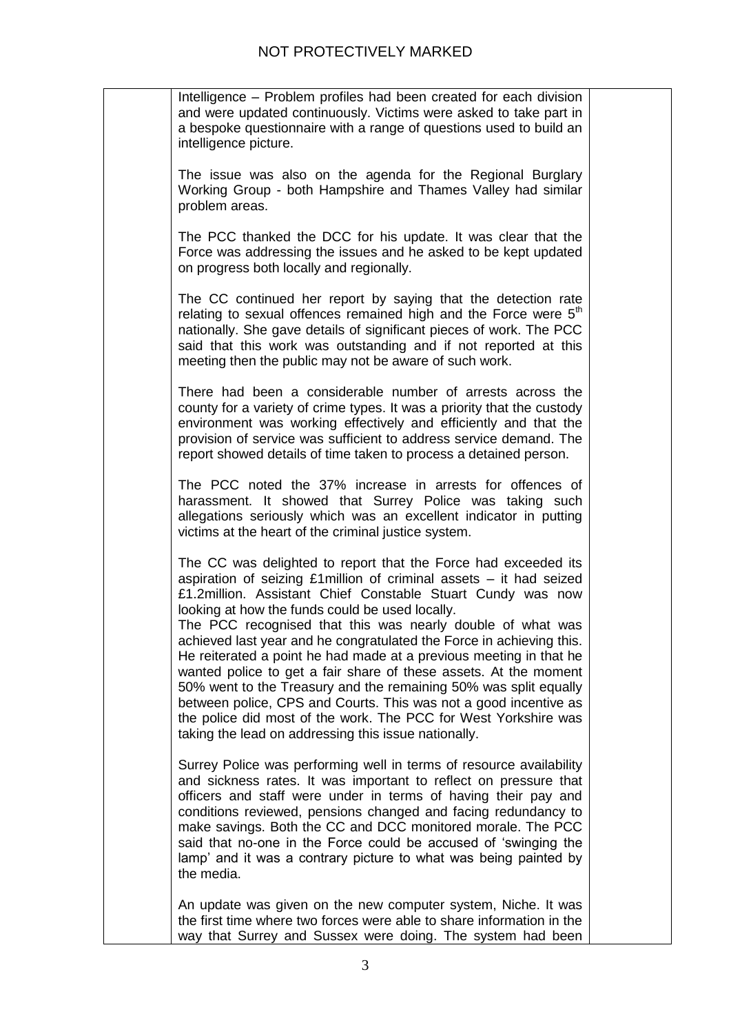Intelligence – Problem profiles had been created for each division and were updated continuously. Victims were asked to take part in a bespoke questionnaire with a range of questions used to build an intelligence picture.

The issue was also on the agenda for the Regional Burglary Working Group - both Hampshire and Thames Valley had similar problem areas.

The PCC thanked the DCC for his update. It was clear that the Force was addressing the issues and he asked to be kept updated on progress both locally and regionally.

The CC continued her report by saying that the detection rate relating to sexual offences remained high and the Force were 5th nationally. She gave details of significant pieces of work. The PCC said that this work was outstanding and if not reported at this meeting then the public may not be aware of such work.

There had been a considerable number of arrests across the county for a variety of crime types. It was a priority that the custody environment was working effectively and efficiently and that the provision of service was sufficient to address service demand. The report showed details of time taken to process a detained person.

The PCC noted the 37% increase in arrests for offences of harassment. It showed that Surrey Police was taking such allegations seriously which was an excellent indicator in putting victims at the heart of the criminal justice system.

The CC was delighted to report that the Force had exceeded its aspiration of seizing £1million of criminal assets – it had seized £1.2million. Assistant Chief Constable Stuart Cundy was now looking at how the funds could be used locally.

The PCC recognised that this was nearly double of what was achieved last year and he congratulated the Force in achieving this. He reiterated a point he had made at a previous meeting in that he wanted police to get a fair share of these assets. At the moment 50% went to the Treasury and the remaining 50% was split equally between police, CPS and Courts. This was not a good incentive as the police did most of the work. The PCC for West Yorkshire was taking the lead on addressing this issue nationally.

Surrey Police was performing well in terms of resource availability and sickness rates. It was important to reflect on pressure that officers and staff were under in terms of having their pay and conditions reviewed, pensions changed and facing redundancy to make savings. Both the CC and DCC monitored morale. The PCC said that no-one in the Force could be accused of 'swinging the lamp' and it was a contrary picture to what was being painted by the media.

An update was given on the new computer system, Niche. It was the first time where two forces were able to share information in the way that Surrey and Sussex were doing. The system had been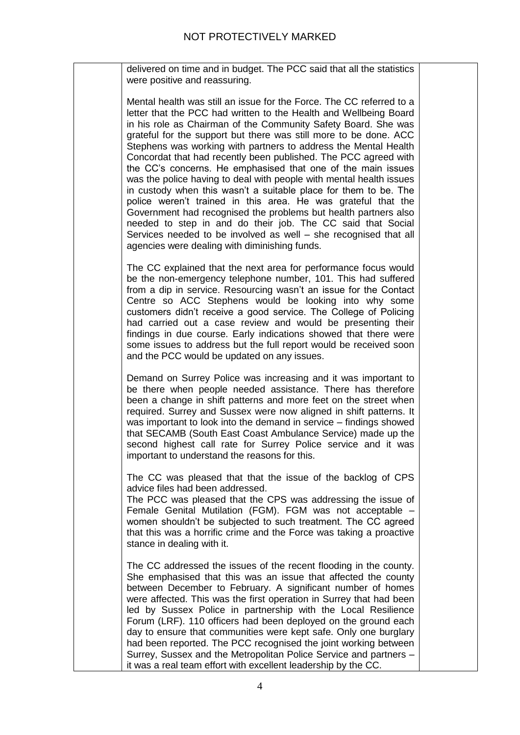| | | |
|---|---|---|
| | delivered on time and in budget. The PCC said that all the statistics were positive and reassuring.<br><br>Mental health was still an issue for the Force. The CC referred to a letter that the PCC had written to the Health and Wellbeing Board in his role as Chairman of the Community Safety Board. She was grateful for the support but there was still more to be done. ACC Stephens was working with partners to address the Mental Health Concordat that had recently been published. The PCC agreed with the CC's concerns. He emphasised that one of the main issues was the police having to deal with people with mental health issues in custody when this wasn't a suitable place for them to be. The police weren't trained in this area. He was grateful that the Government had recognised the problems but health partners also needed to step in and do their job. The CC said that Social Services needed to be involved as well – she recognised that all agencies were dealing with diminishing funds.<br><br>The CC explained that the next area for performance focus would be the non-emergency telephone number, 101. This had suffered from a dip in service. Resourcing wasn't an issue for the Contact Centre so ACC Stephens would be looking into why some customers didn't receive a good service. The College of Policing had carried out a case review and would be presenting their findings in due course. Early indications showed that there were some issues to address but the full report would be received soon and the PCC would be updated on any issues.<br><br>Demand on Surrey Police was increasing and it was important to be there when people needed assistance. There has therefore been a change in shift patterns and more feet on the street when required. Surrey and Sussex were now aligned in shift patterns. It was important to look into the demand in service – findings showed that SECAMB (South East Coast Ambulance Service) made up the second highest call rate for Surrey Police service and it was important to understand the reasons for this.<br><br>The CC was pleased that that the issue of the backlog of CPS advice files had been addressed.<br>The PCC was pleased that the CPS was addressing the issue of Female Genital Mutilation (FGM). FGM was not acceptable – women shouldn't be subjected to such treatment. The CC agreed that this was a horrific crime and the Force was taking a proactive stance in dealing with it.<br><br>The CC addressed the issues of the recent flooding in the county. She emphasised that this was an issue that affected the county between December to February. A significant number of homes were affected. This was the first operation in Surrey that had been led by Sussex Police in partnership with the Local Resilience Forum (LRF). 110 officers had been deployed on the ground each day to ensure that communities were kept safe. Only one burglary had been reported. The PCC recognised the joint working between Surrey, Sussex and the Metropolitan Police Service and partners – it was a real team effort with excellent leadership by the CC. | |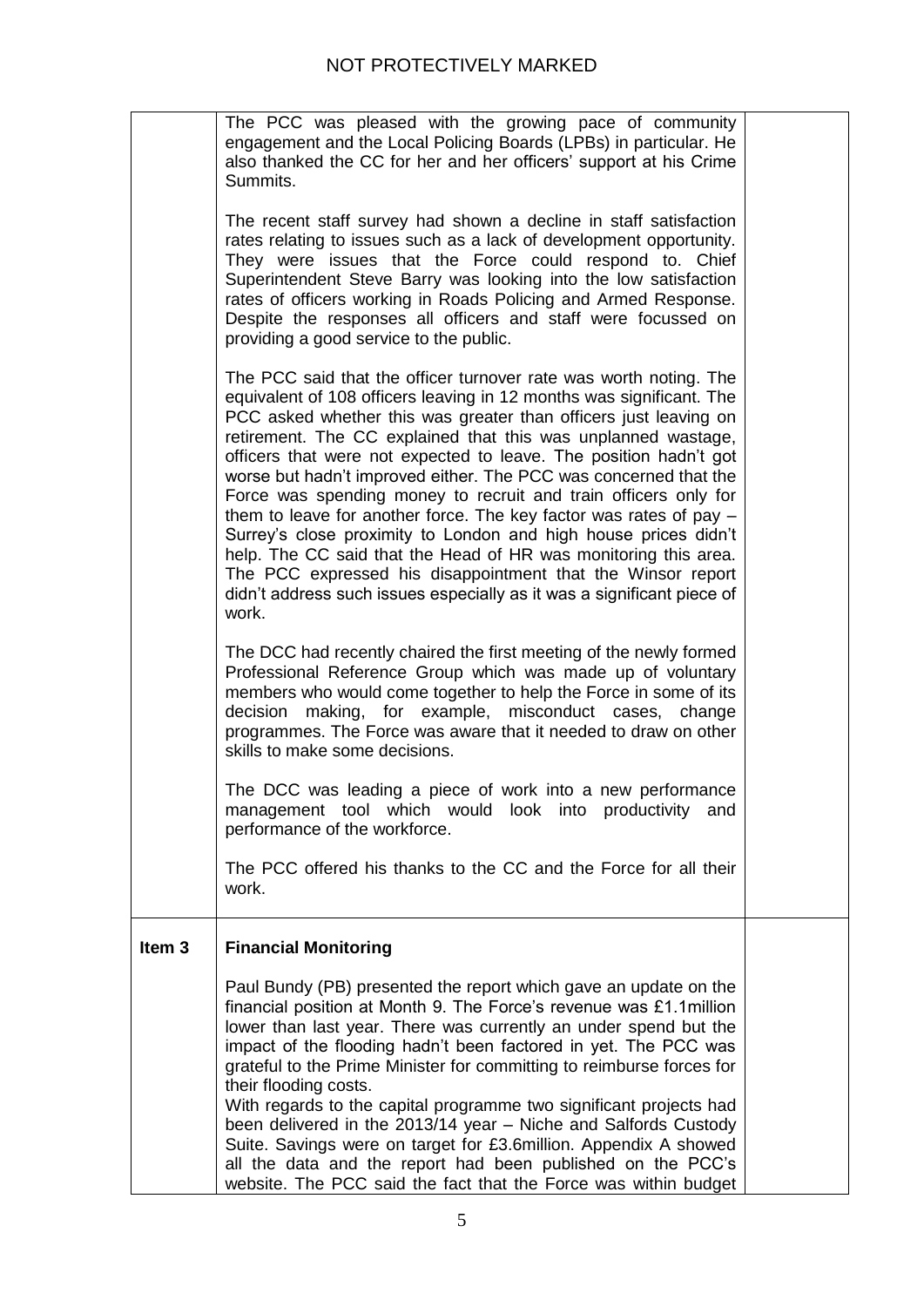| | | |
|---|---|---|
| | The PCC was pleased with the growing pace of community engagement and the Local Policing Boards (LPBs) in particular. He also thanked the CC for her and her officers' support at his Crime Summits.<br><br>The recent staff survey had shown a decline in staff satisfaction rates relating to issues such as a lack of development opportunity. They were issues that the Force could respond to. Chief Superintendent Steve Barry was looking into the low satisfaction rates of officers working in Roads Policing and Armed Response. Despite the responses all officers and staff were focussed on providing a good service to the public.<br><br>The PCC said that the officer turnover rate was worth noting. The equivalent of 108 officers leaving in 12 months was significant. The PCC asked whether this was greater than officers just leaving on retirement. The CC explained that this was unplanned wastage, officers that were not expected to leave. The position hadn't got worse but hadn't improved either. The PCC was concerned that the Force was spending money to recruit and train officers only for them to leave for another force. The key factor was rates of pay – Surrey's close proximity to London and high house prices didn't help. The CC said that the Head of HR was monitoring this area. The PCC expressed his disappointment that the Winsor report didn't address such issues especially as it was a significant piece of work.<br><br>The DCC had recently chaired the first meeting of the newly formed Professional Reference Group which was made up of voluntary members who would come together to help the Force in some of its decision making, for example, misconduct cases, change programmes. The Force was aware that it needed to draw on other skills to make some decisions.<br><br>The DCC was leading a piece of work into a new performance management tool which would look into productivity and performance of the workforce.<br><br>The PCC offered his thanks to the CC and the Force for all their work. | |
| **Item 3** | **Financial Monitoring**<br><br>Paul Bundy (PB) presented the report which gave an update on the financial position at Month 9. The Force's revenue was £1.1million lower than last year. There was currently an under spend but the impact of the flooding hadn't been factored in yet. The PCC was grateful to the Prime Minister for committing to reimburse forces for their flooding costs.<br>With regards to the capital programme two significant projects had been delivered in the 2013/14 year – Niche and Salfords Custody Suite. Savings were on target for £3.6million. Appendix A showed all the data and the report had been published on the PCC's website. The PCC said the fact that the Force was within budget | |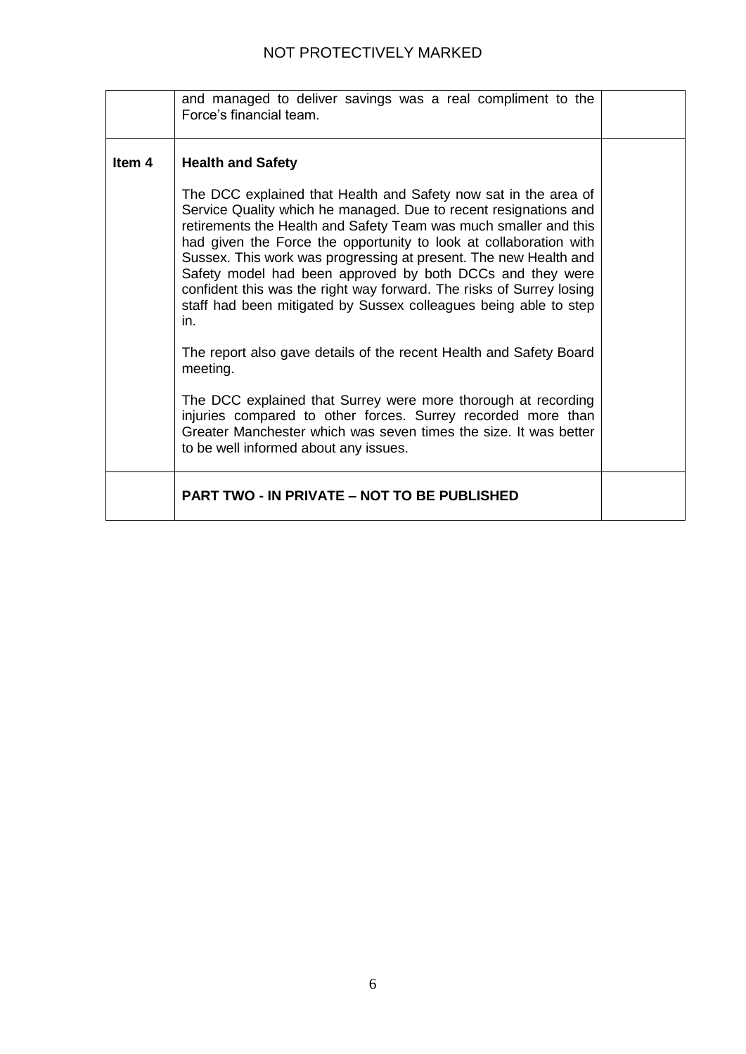| | | |
|---|---|---|
| | and managed to deliver savings was a real compliment to the Force's financial team. | |
| **Item 4** | **Health and Safety**<br><br>The DCC explained that Health and Safety now sat in the area of Service Quality which he managed. Due to recent resignations and retirements the Health and Safety Team was much smaller and this had given the Force the opportunity to look at collaboration with Sussex. This work was progressing at present. The new Health and Safety model had been approved by both DCCs and they were confident this was the right way forward. The risks of Surrey losing staff had been mitigated by Sussex colleagues being able to step in.<br><br>The report also gave details of the recent Health and Safety Board meeting.<br><br>The DCC explained that Surrey were more thorough at recording injuries compared to other forces. Surrey recorded more than Greater Manchester which was seven times the size. It was better to be well informed about any issues. | |
| | **PART TWO - IN PRIVATE – NOT TO BE PUBLISHED** | |